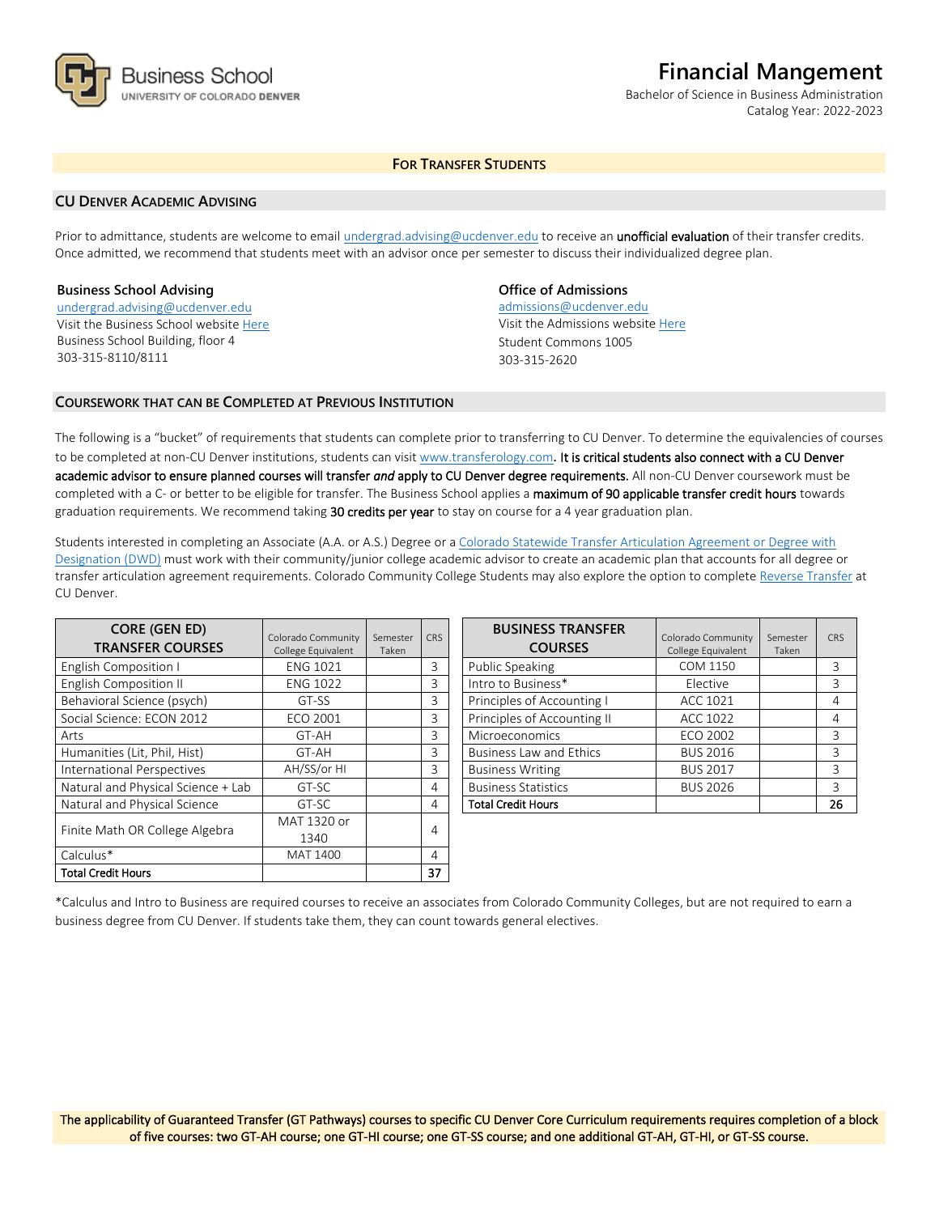Business School
UNIVERSITY OF COLORADO DENVER

# Financial Mangement

Bachelor of Science in Business Administration
Catalog Year: 2022-2023

## FOR TRANSFER STUDENTS

### CU DENVER ACADEMIC ADVISING

Prior to admittance, students are welcome to email undergrad.advising@ucdenver.edu to receive an **unofficial evaluation** of their transfer credits. Once admitted, we recommend that students meet with an advisor once per semester to discuss their individualized degree plan.

**Business School Advising**
undergrad.advising@ucdenver.edu
Visit the Business School website Here
Business School Building, floor 4
303-315-8110/8111

**Office of Admissions**
admissions@ucdenver.edu
Visit the Admissions website Here
Student Commons 1005
303-315-2620

### COURSEWORK THAT CAN BE COMPLETED AT PREVIOUS INSTITUTION

The following is a "bucket" of requirements that students can complete prior to transferring to CU Denver. To determine the equivalencies of courses to be completed at non-CU Denver institutions, students can visit www.transferology.com. **It is critical students also connect with a CU Denver academic advisor to ensure planned courses will transfer *and* apply to CU Denver degree requirements.** All non-CU Denver coursework must be completed with a C- or better to be eligible for transfer. The Business School applies a **maximum of 90 applicable transfer credit hours** towards graduation requirements. We recommend taking **30 credits per year** to stay on course for a 4 year graduation plan.

Students interested in completing an Associate (A.A. or A.S.) Degree or a Colorado Statewide Transfer Articulation Agreement or Degree with Designation (DWD) must work with their community/junior college academic advisor to create an academic plan that accounts for all degree or transfer articulation agreement requirements. Colorado Community College Students may also explore the option to complete Reverse Transfer at CU Denver.

| CORE (GEN ED) TRANSFER COURSES | Colorado Community College Equivalent | Semester Taken | CRS |
|---|---|---|---|
| English Composition I | ENG 1021 | | 3 |
| English Composition II | ENG 1022 | | 3 |
| Behavioral Science (psych) | GT-SS | | 3 |
| Social Science: ECON 2012 | ECO 2001 | | 3 |
| Arts | GT-AH | | 3 |
| Humanities (Lit, Phil, Hist) | GT-AH | | 3 |
| International Perspectives | AH/SS/or HI | | 3 |
| Natural and Physical Science + Lab | GT-SC | | 4 |
| Natural and Physical Science | GT-SC | | 4 |
| Finite Math OR College Algebra | MAT 1320 or 1340 | | 4 |
| Calculus* | MAT 1400 | | 4 |
| **Total Credit Hours** | | | **37** |

| BUSINESS TRANSFER COURSES | Colorado Community College Equivalent | Semester Taken | CRS |
|---|---|---|---|
| Public Speaking | COM 1150 | | 3 |
| Intro to Business* | Elective | | 3 |
| Principles of Accounting I | ACC 1021 | | 4 |
| Principles of Accounting II | ACC 1022 | | 4 |
| Microeconomics | ECO 2002 | | 3 |
| Business Law and Ethics | BUS 2016 | | 3 |
| Business Writing | BUS 2017 | | 3 |
| Business Statistics | BUS 2026 | | 3 |
| **Total Credit Hours** | | | **26** |

*Calculus and Intro to Business are required courses to receive an associates from Colorado Community Colleges, but are not required to earn a business degree from CU Denver. If students take them, they can count towards general electives.

**The applicability of Guaranteed Transfer (GT Pathways) courses to specific CU Denver Core Curriculum requirements requires completion of a block of five courses: two GT-AH course; one GT-HI course; one GT-SS course; and one additional GT-AH, GT-HI, or GT-SS course.**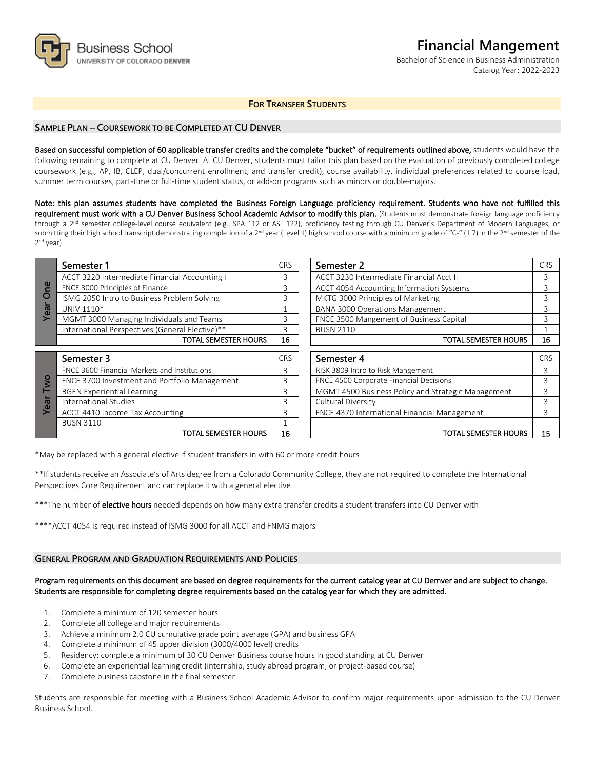# Financial Mangement

Bachelor of Science in Business Administration
Catalog Year: 2022-2023

## For Transfer Students

### Sample Plan – Coursework to be Completed at CU Denver

**Based on successful completion of 60 applicable transfer credits and the complete "bucket" of requirements outlined above,** students would have the following remaining to complete at CU Denver. At CU Denver, students must tailor this plan based on the evaluation of previously completed college coursework (e.g., AP, IB, CLEP, dual/concurrent enrollment, and transfer credit), course availability, individual preferences related to course load, summer term courses, part-time or full-time student status, or add-on programs such as minors or double-majors.

**Note: this plan assumes students have completed the Business Foreign Language proficiency requirement. Students who have not fulfilled this requirement must work with a CU Denver Business School Academic Advisor to modify this plan.** (Students must demonstrate foreign language proficiency through a 2nd semester college-level course equivalent (e.g., SPA 112 or ASL 122), proficiency testing through CU Denver's Department of Modern Languages, or submitting their high school transcript demonstrating completion of a 2nd year (Level II) high school course with a minimum grade of "C-" (1.7) in the 2nd semester of the 2nd year).

**Year One**

| Semester 1 | CRS |
|---|---|
| ACCT 3220 Intermediate Financial Accounting I | 3 |
| FNCE 3000 Principles of Finance | 3 |
| ISMG 2050 Intro to Business Problem Solving | 3 |
| UNIV 1110* | 1 |
| MGMT 3000 Managing Individuals and Teams | 3 |
| International Perspectives (General Elective)** | 3 |
| TOTAL SEMESTER HOURS | 16 |

| Semester 2 | CRS |
|---|---|
| ACCT 3230 Intermediate Financial Acct II | 3 |
| ACCT 4054 Accounting Information Systems | 3 |
| MKTG 3000 Principles of Marketing | 3 |
| BANA 3000 Operations Management | 3 |
| FNCE 3500 Mangement of Business Capital | 3 |
| BUSN 2110 | 1 |
| TOTAL SEMESTER HOURS | 16 |

**Year Two**

| Semester 3 | CRS |
|---|---|
| FNCE 3600 Financial Markets and Institutions | 3 |
| FNCE 3700 Investment and Portfolio Management | 3 |
| BGEN Experiential Learning | 3 |
| International Studies | 3 |
| ACCT 4410 Income Tax Accounting | 3 |
| BUSN 3110 | 1 |
| TOTAL SEMESTER HOURS | 16 |

| Semester 4 | CRS |
|---|---|
| RISK 3809 Intro to Risk Mangement | 3 |
| FNCE 4500 Corporate Financial Decisions | 3 |
| MGMT 4500 Business Policy and Strategic Management | 3 |
| Cultural Diversity | 3 |
| FNCE 4370 International Financial Management | 3 |
| | |
| TOTAL SEMESTER HOURS | 15 |

*May be replaced with a general elective if student transfers in with 60 or more credit hours

**If students receive an Associate's of Arts degree from a Colorado Community College, they are not required to complete the International Perspectives Core Requirement and can replace it with a general elective

***The number of **elective hours** needed depends on how many extra transfer credits a student transfers into CU Denver with

****ACCT 4054 is required instead of ISMG 3000 for all ACCT and FNMG majors

### General Program and Graduation Requirements and Policies

**Program requirements on this document are based on degree requirements for the current catalog year at CU Demver and are subject to change. Students are responsible for completing degree requirements based on the catalog year for which they are admitted.**

1. Complete a minimum of 120 semester hours
2. Complete all college and major requirements
3. Achieve a minimum 2.0 CU cumulative grade point average (GPA) and business GPA
4. Complete a minimum of 45 upper division (3000/4000 level) credits
5. Residency: complete a minimum of 30 CU Denver Business course hours in good standing at CU Denver
6. Complete an experiential learning credit (internship, study abroad program, or project-based course)
7. Complete business capstone in the final semester

Students are responsible for meeting with a Business School Academic Advisor to confirm major requirements upon admission to the CU Denver Business School.